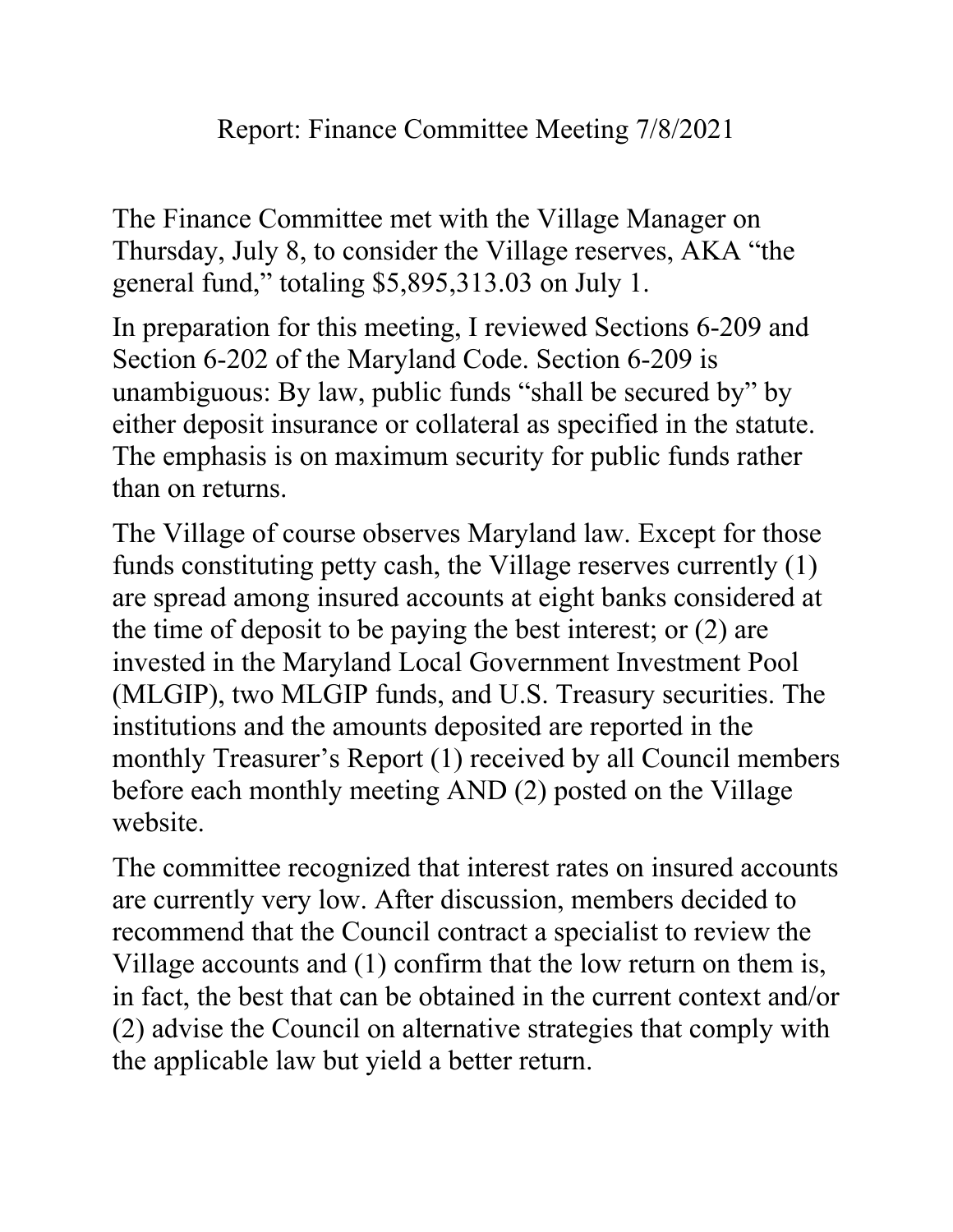# Report: Finance Committee Meeting 7/8/2021

The Finance Committee met with the Village Manager on Thursday, July 8, to consider the Village reserves, AKA "the general fund," totaling $5,895,313.03 on July 1.

In preparation for this meeting, I reviewed Sections 6-209 and Section 6-202 of the Maryland Code. Section 6-209 is unambiguous: By law, public funds "shall be secured by" by either deposit insurance or collateral as specified in the statute. The emphasis is on maximum security for public funds rather than on returns.

The Village of course observes Maryland law. Except for those funds constituting petty cash, the Village reserves currently (1) are spread among insured accounts at eight banks considered at the time of deposit to be paying the best interest; or (2) are invested in the Maryland Local Government Investment Pool (MLGIP), two MLGIP funds, and U.S. Treasury securities. The institutions and the amounts deposited are reported in the monthly Treasurer's Report (1) received by all Council members before each monthly meeting AND (2) posted on the Village website.

The committee recognized that interest rates on insured accounts are currently very low. After discussion, members decided to recommend that the Council contract a specialist to review the Village accounts and (1) confirm that the low return on them is, in fact, the best that can be obtained in the current context and/or (2) advise the Council on alternative strategies that comply with the applicable law but yield a better return.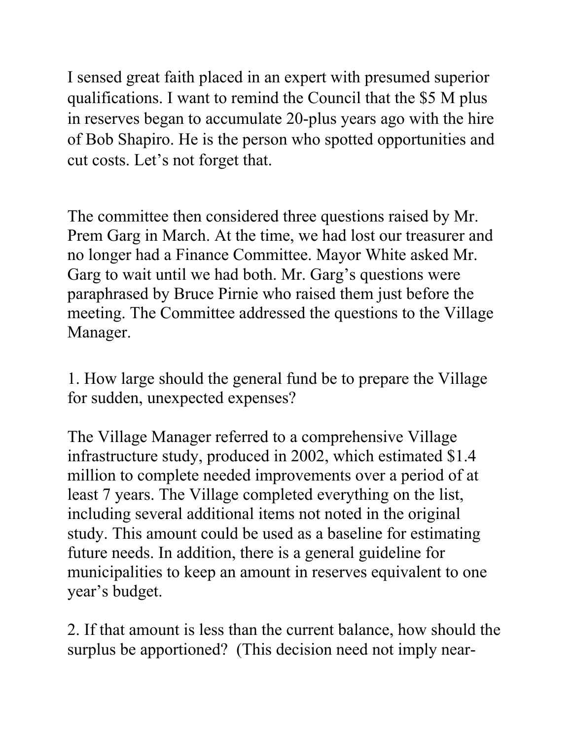I sensed great faith placed in an expert with presumed superior qualifications. I want to remind the Council that the $5 M plus in reserves began to accumulate 20-plus years ago with the hire of Bob Shapiro. He is the person who spotted opportunities and cut costs. Let's not forget that.

The committee then considered three questions raised by Mr. Prem Garg in March. At the time, we had lost our treasurer and no longer had a Finance Committee. Mayor White asked Mr. Garg to wait until we had both. Mr. Garg's questions were paraphrased by Bruce Pirnie who raised them just before the meeting. The Committee addressed the questions to the Village Manager.

1. How large should the general fund be to prepare the Village for sudden, unexpected expenses?

The Village Manager referred to a comprehensive Village infrastructure study, produced in 2002, which estimated $1.4 million to complete needed improvements over a period of at least 7 years. The Village completed everything on the list, including several additional items not noted in the original study. This amount could be used as a baseline for estimating future needs. In addition, there is a general guideline for municipalities to keep an amount in reserves equivalent to one year's budget.

2. If that amount is less than the current balance, how should the surplus be apportioned? (This decision need not imply near-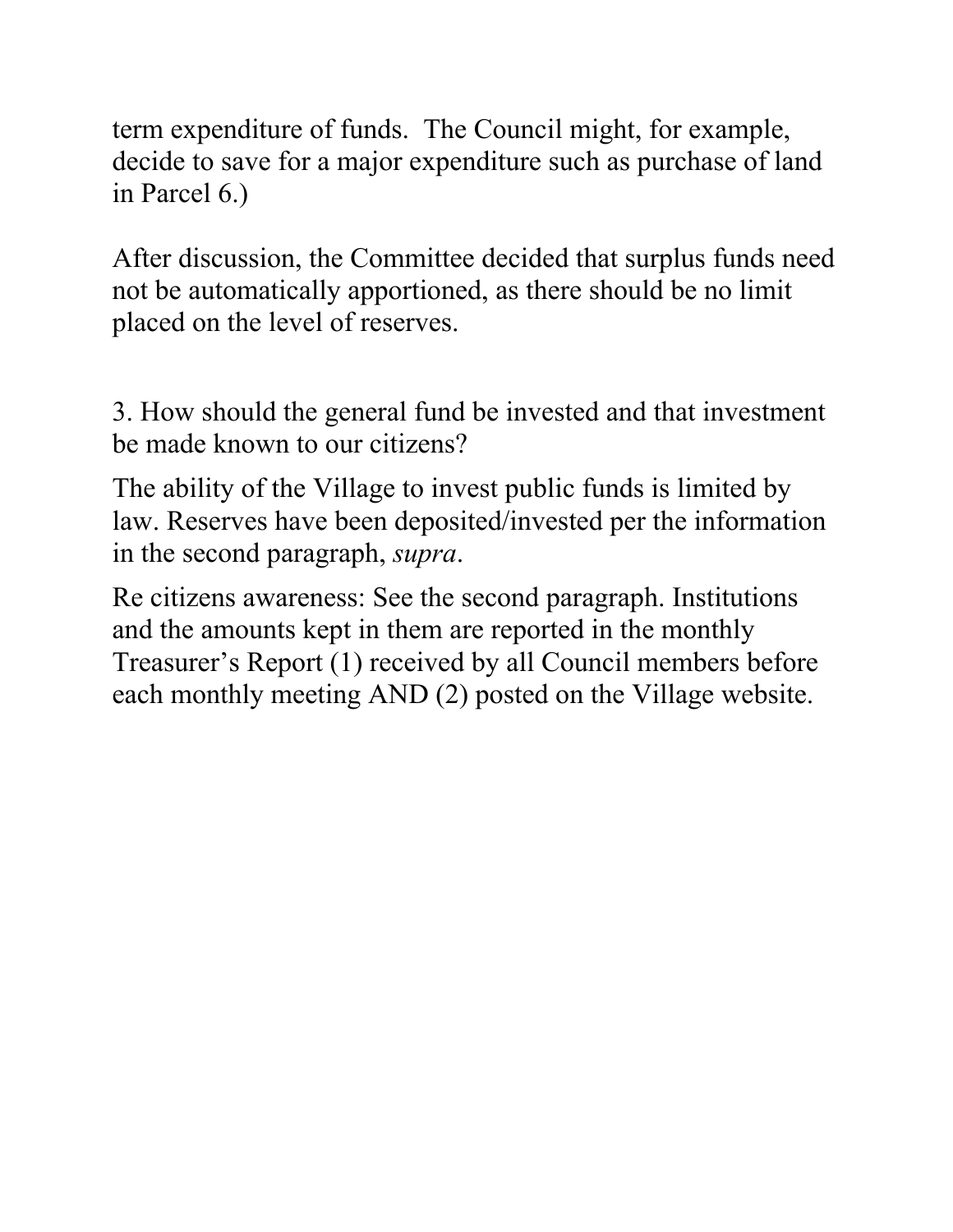term expenditure of funds. The Council might, for example, decide to save for a major expenditure such as purchase of land in Parcel 6.)

After discussion, the Committee decided that surplus funds need not be automatically apportioned, as there should be no limit placed on the level of reserves.

3. How should the general fund be invested and that investment be made known to our citizens?

The ability of the Village to invest public funds is limited by law. Reserves have been deposited/invested per the information in the second paragraph, *supra*.

Re citizens awareness: See the second paragraph. Institutions and the amounts kept in them are reported in the monthly Treasurer's Report (1) received by all Council members before each monthly meeting AND (2) posted on the Village website.